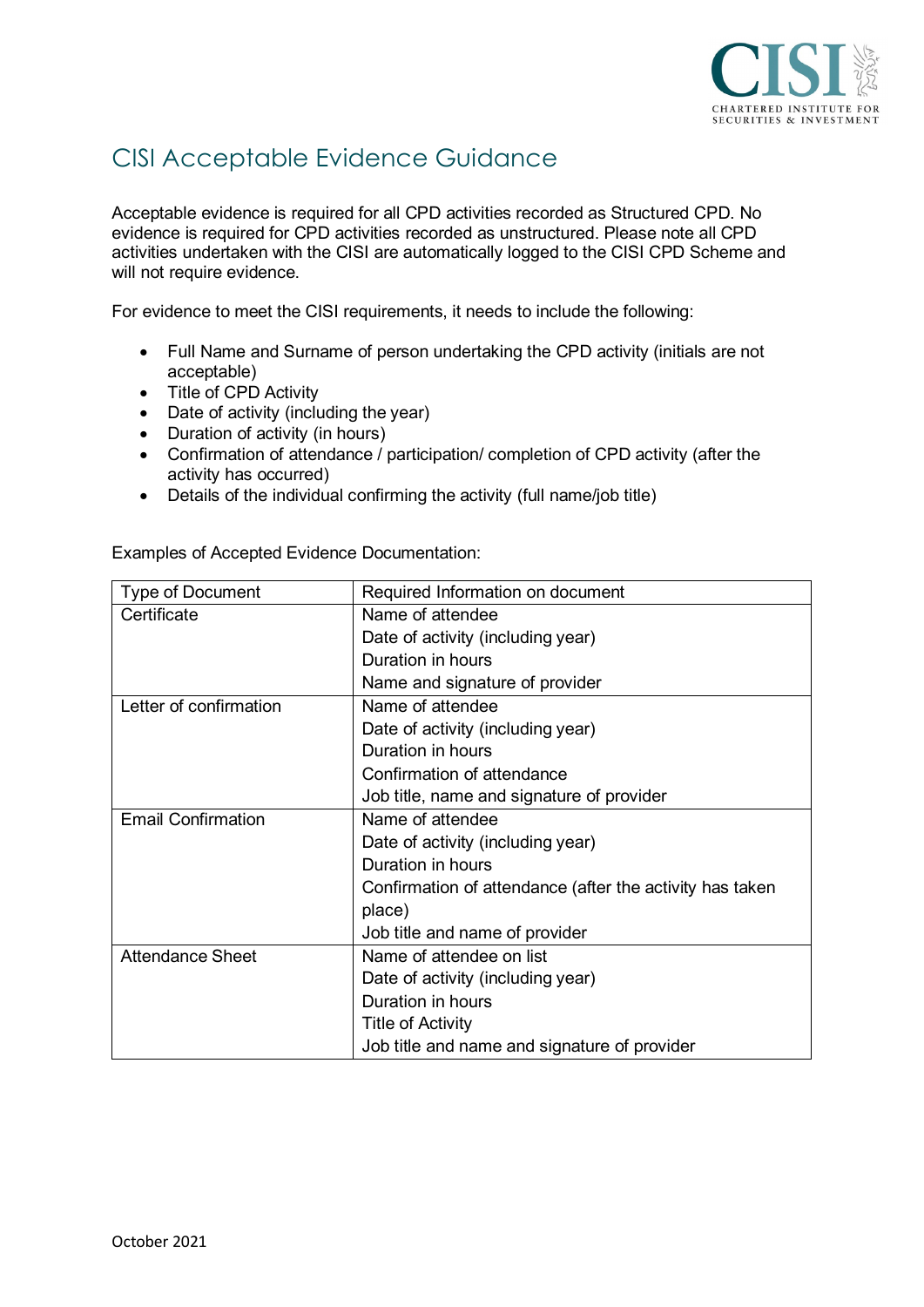# CISI Acceptable Evidence Guidance

Acceptable evidence is required for all CPD activities recorded as Structured CPD. No evidence is required for CPD activities recorded as unstructured. Please note all CPD activities undertaken with the CISI are automatically logged to the CISI CPD Scheme and will not require evidence.

For evidence to meet the CISI requirements, it needs to include the following:

- Full Name and Surname of person undertaking the CPD activity (initials are not acceptable)
- Title of CPD Activity
- Date of activity (including the year)
- Duration of activity (in hours)
- Confirmation of attendance / participation/ completion of CPD activity (after the activity has occurred)
- Details of the individual confirming the activity (full name/job title)

Examples of Accepted Evidence Documentation:

| Type of Document | Required Information on document |
|---|---|
| Certificate | Name of attendee<br>Date of activity (including year)<br>Duration in hours<br>Name and signature of provider |
| Letter of confirmation | Name of attendee<br>Date of activity (including year)<br>Duration in hours<br>Confirmation of attendance<br>Job title, name and signature of provider |
| Email Confirmation | Name of attendee<br>Date of activity (including year)<br>Duration in hours<br>Confirmation of attendance (after the activity has taken place)<br>Job title and name of provider |
| Attendance Sheet | Name of attendee on list<br>Date of activity (including year)<br>Duration in hours<br>Title of Activity<br>Job title and name and signature of provider |

October 2021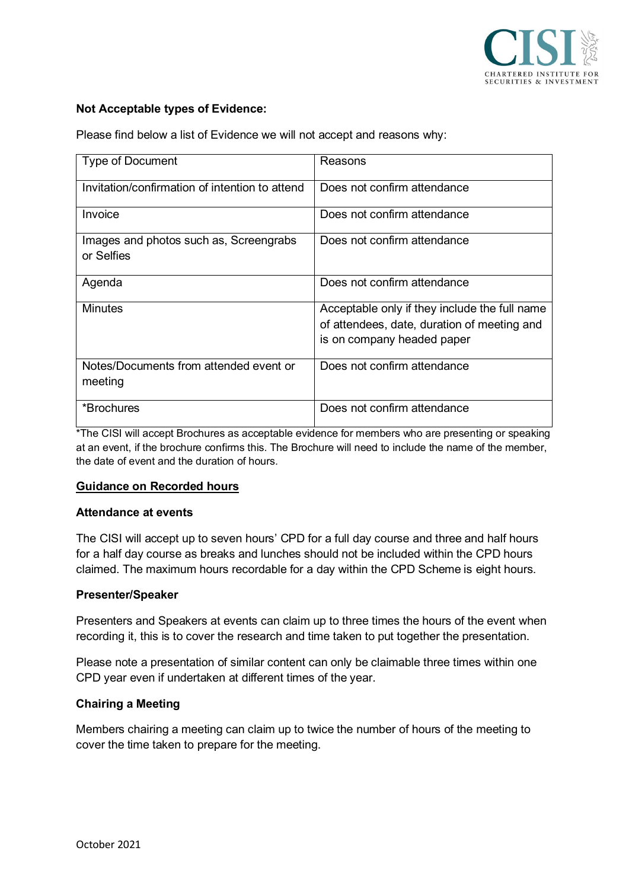**Not Acceptable types of Evidence:**

Please find below a list of Evidence we will not accept and reasons why:

| Type of Document | Reasons |
|---|---|
| Invitation/confirmation of intention to attend | Does not confirm attendance |
| Invoice | Does not confirm attendance |
| Images and photos such as, Screengrabs or Selfies | Does not confirm attendance |
| Agenda | Does not confirm attendance |
| Minutes | Acceptable only if they include the full name of attendees, date, duration of meeting and is on company headed paper |
| Notes/Documents from attended event or meeting | Does not confirm attendance |
| *Brochures | Does not confirm attendance |

*The CISI will accept Brochures as acceptable evidence for members who are presenting or speaking at an event, if the brochure confirms this. The Brochure will need to include the name of the member, the date of event and the duration of hours.

## Guidance on Recorded hours

### Attendance at events

The CISI will accept up to seven hours' CPD for a full day course and three and half hours for a half day course as breaks and lunches should not be included within the CPD hours claimed. The maximum hours recordable for a day within the CPD Scheme is eight hours.

### Presenter/Speaker

Presenters and Speakers at events can claim up to three times the hours of the event when recording it, this is to cover the research and time taken to put together the presentation.

Please note a presentation of similar content can only be claimable three times within one CPD year even if undertaken at different times of the year.

### Chairing a Meeting

Members chairing a meeting can claim up to twice the number of hours of the meeting to cover the time taken to prepare for the meeting.

October 2021